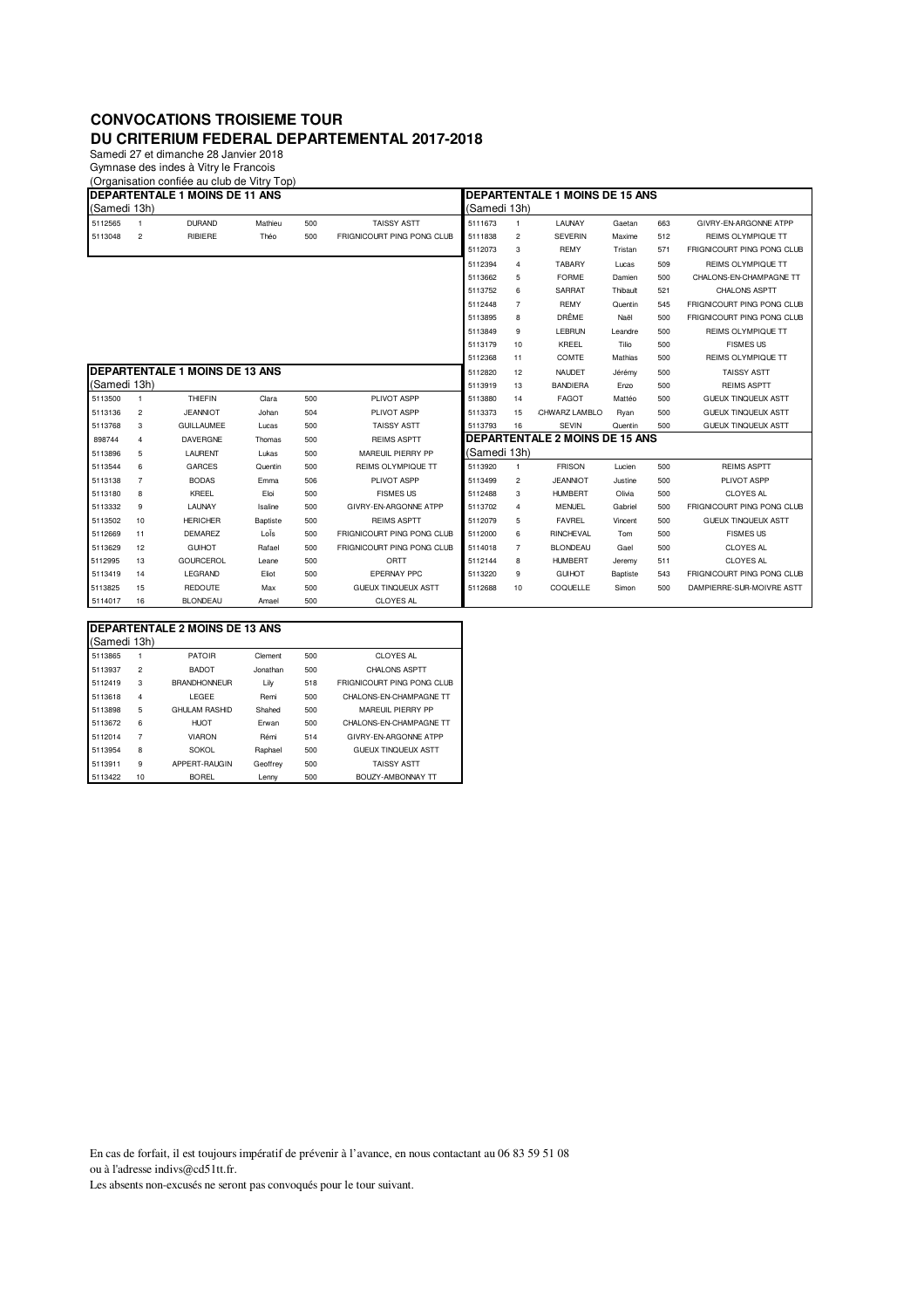# CONVOCATIONS TROISIEME TOUR

# DU CRITERIUM FEDERAL DEPARTEMENTAL 2017-2018

Samedi 27 et dimanche 28 Janvier 2018
Gymnase des indes à Vitry le Francois
(Organisation confiée au club de Vitry Top)

## DEPARTENTALE 1 MOINS DE 11 ANS

(Samedi 13h)

| | | | | | |
|---|---|---|---|---|---|
| 5112565 | 1 | DURAND | Mathieu | 500 | TAISSY ASTT |
| 5113048 | 2 | RIBIERE | Théo | 500 | FRIGNICOURT PING PONG CLUB |

## DEPARTENTALE 1 MOINS DE 13 ANS

(Samedi 13h)

| | | | | | |
|---|---|---|---|---|---|
| 5113500 | 1 | THIEFIN | Clara | 500 | PLIVOT ASPP |
| 5113136 | 2 | JEANNIOT | Johan | 504 | PLIVOT ASPP |
| 5113768 | 3 | GUILLAUMEE | Lucas | 500 | TAISSY ASTT |
| 898744 | 4 | DAVERGNE | Thomas | 500 | REIMS ASPTT |
| 5113896 | 5 | LAURENT | Lukas | 500 | MAREUIL PIERRY PP |
| 5113544 | 6 | GARCES | Quentin | 500 | REIMS OLYMPIQUE TT |
| 5113138 | 7 | BODAS | Emma | 506 | PLIVOT ASPP |
| 5113180 | 8 | KREEL | Eloi | 500 | FISMES US |
| 5113332 | 9 | LAUNAY | Isaline | 500 | GIVRY-EN-ARGONNE ATPP |
| 5113502 | 10 | HERICHER | Baptiste | 500 | REIMS ASPTT |
| 5112669 | 11 | DEMAREZ | LoÎs | 500 | FRIGNICOURT PING PONG CLUB |
| 5113629 | 12 | GUIHOT | Rafael | 500 | FRIGNICOURT PING PONG CLUB |
| 5112995 | 13 | GOURCEROL | Leane | 500 | ORTT |
| 5113419 | 14 | LEGRAND | Eliot | 500 | EPERNAY PPC |
| 5113825 | 15 | REDOUTE | Max | 500 | GUEUX TINQUEUX ASTT |
| 5114017 | 16 | BLONDEAU | Amael | 500 | CLOYES AL |

## DEPARTENTALE 2 MOINS DE 13 ANS

(Samedi 13h)

| | | | | | |
|---|---|---|---|---|---|
| 5113865 | 1 | PATOIR | Clement | 500 | CLOYES AL |
| 5113937 | 2 | BADOT | Jonathan | 500 | CHALONS ASPTT |
| 5112419 | 3 | BRANDHONNEUR | Lily | 518 | FRIGNICOURT PING PONG CLUB |
| 5113618 | 4 | LEGEE | Remi | 500 | CHALONS-EN-CHAMPAGNE TT |
| 5113898 | 5 | GHULAM RASHID | Shahed | 500 | MAREUIL PIERRY PP |
| 5113672 | 6 | HUOT | Erwan | 500 | CHALONS-EN-CHAMPAGNE TT |
| 5112014 | 7 | VIARON | Rémi | 514 | GIVRY-EN-ARGONNE ATPP |
| 5113954 | 8 | SOKOL | Raphael | 500 | GUEUX TINQUEUX ASTT |
| 5113911 | 9 | APPERT-RAUGIN | Geoffrey | 500 | TAISSY ASTT |
| 5113422 | 10 | BOREL | Lenny | 500 | BOUZY-AMBONNAY TT |

## DEPARTENTALE 1 MOINS DE 15 ANS

(Samedi 13h)

| | | | | | |
|---|---|---|---|---|---|
| 5111673 | 1 | LAUNAY | Gaetan | 663 | GIVRY-EN-ARGONNE ATPP |
| 5111838 | 2 | SEVERIN | Maxime | 512 | REIMS OLYMPIQUE TT |
| 5112073 | 3 | REMY | Tristan | 571 | FRIGNICOURT PING PONG CLUB |
| 5112394 | 4 | TABARY | Lucas | 509 | REIMS OLYMPIQUE TT |
| 5113662 | 5 | FORME | Pierre | 500 | CHALONS-EN-CHAMPAGNE TT |
| 5113752 | 6 | SARRAT | Thibault | 521 | CHALONS ASPTT |
| 5112448 | 7 | REMY | Quentin | 545 | FRIGNICOURT PING PONG CLUB |
| 5113895 | 8 | DRÊME | Naël | 500 | FRIGNICOURT PING PONG CLUB |
| 5113849 | 9 | LEBRUN | Leandre | 500 | REIMS OLYMPIQUE TT |
| 5113179 | 10 | KREEL | Tilio | 500 | FISMES US |
| 5112368 | 11 | COMTE | Mathias | 500 | REIMS OLYMPIQUE TT |
| 5112820 | 12 | NAUDET | Jérémy | 500 | TAISSY ASTT |
| 5113919 | 13 | BANDIERA | Enzo | 500 | REIMS ASPTT |
| 5113880 | 14 | FAGOT | Mattéo | 500 | GUEUX TINQUEUX ASTT |
| 5113373 | 15 | CHWARZ LAMBLO | Ryan | 500 | GUEUX TINQUEUX ASTT |
| 5113793 | 16 | SEVIN | Quentin | 500 | GUEUX TINQUEUX ASTT |

## DEPARTENTALE 2 MOINS DE 15 ANS

(Samedi 13h)

| | | | | | |
|---|---|---|---|---|---|
| 5113920 | 1 | FRISON | Lucien | 500 | REIMS ASPTT |
| 5113499 | 2 | JEANNIOT | Justine | 500 | PLIVOT ASPP |
| 5112488 | 3 | HUMBERT | Olivia | 500 | CLOYES AL |
| 5113702 | 4 | MENUEL | Gabriel | 500 | FRIGNICOURT PING PONG CLUB |
| 5112079 | 5 | FAVREL | Vincent | 500 | GUEUX TINQUEUX ASTT |
| 5112000 | 6 | RINCHEVAL | Tom | 500 | FISMES US |
| 5114018 | 7 | BLONDEAU | Gael | 500 | CLOYES AL |
| 5112144 | 8 | HUMBERT | Jeremy | 511 | CLOYES AL |
| 5113220 | 9 | GUIHOT | Baptiste | 543 | FRIGNICOURT PING PONG CLUB |
| 5112688 | 10 | COQUELLE | Simon | 500 | DAMPIERRE-SUR-MOIVRE ASTT |

En cas de forfait, il est toujours impératif de prévenir à l'avance, en nous contactant au 06 83 59 51 08
ou à l'adresse indivs@cd51tt.fr.
Les absents non-excusés ne seront pas convoqués pour le tour suivant.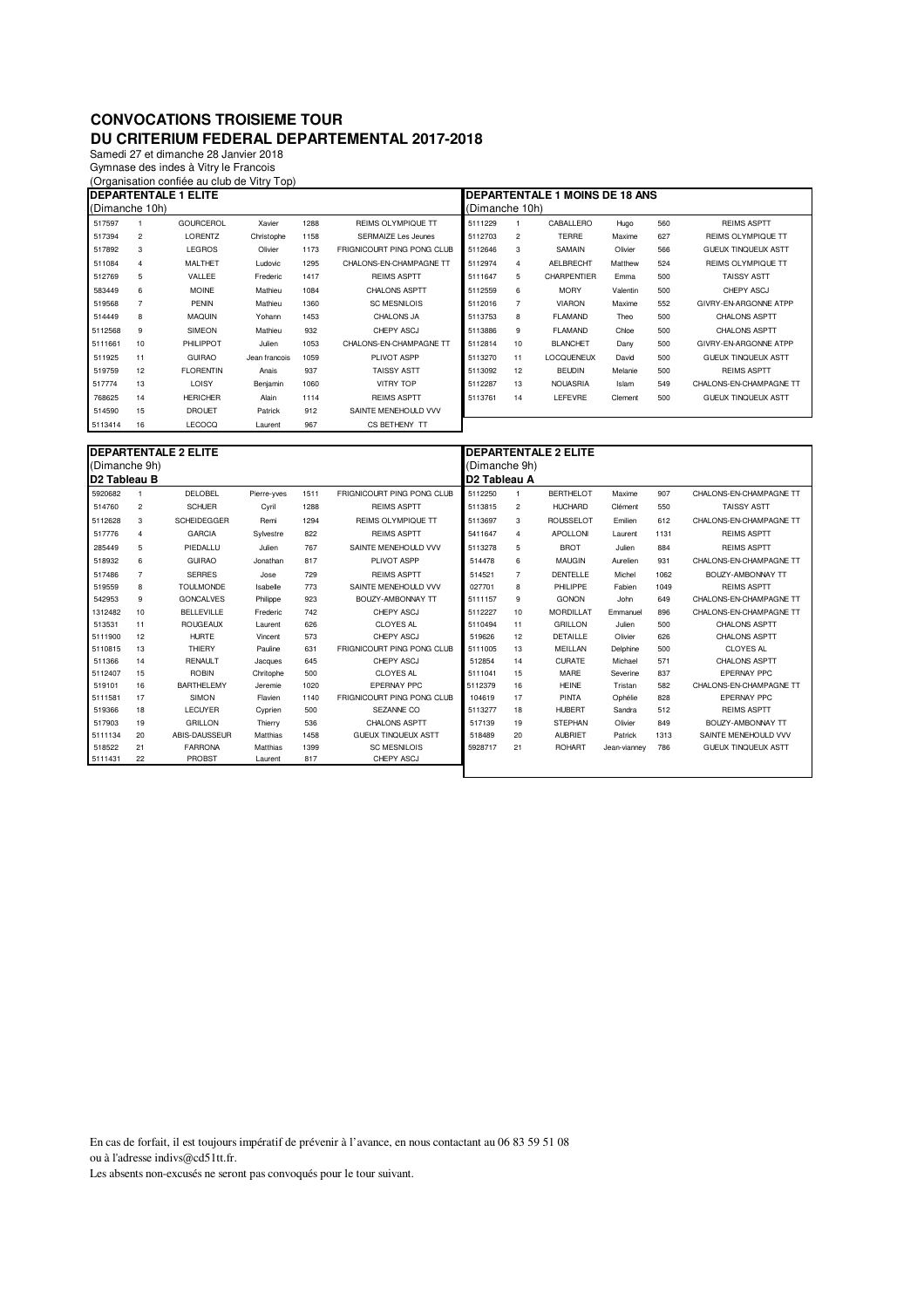## CONVOCATIONS TROISIEME TOUR
## DU CRITERIUM FEDERAL DEPARTEMENTAL 2017-2018

Samedi 27 et dimanche 28 Janvier 2018
Gymnase des indes à Vitry le Francois
(Organisation confiée au club de Vitry Top)

**DEPARTENTALE 1 ELITE**
(Dimanche 10h)

| | | | | | |
|---|---|---|---|---|---|
| 517597 | 1 | GOURCEROL | Xavier | 1288 | REIMS OLYMPIQUE TT |
| 517394 | 2 | LORENTZ | Christophe | 1158 | SERMAIZE Les Jeunes |
| 517892 | 3 | LEGROS | Olivier | 1173 | FRIGNICOURT PING PONG CLUB |
| 511084 | 4 | MALTHET | Ludovic | 1295 | CHALONS-EN-CHAMPAGNE TT |
| 512769 | 5 | VALLEE | Frederic | 1417 | REIMS ASPTT |
| 583449 | 6 | MOINE | Mathieu | 1084 | CHALONS ASPTT |
| 519568 | 7 | PENIN | Mathieu | 1360 | SC MESNILOIS |
| 514449 | 8 | MAQUIN | Yohann | 1453 | CHALONS JA |
| 5112568 | 9 | SIMEON | Mathieu | 932 | CHEPY ASCJ |
| 5111661 | 10 | PHILIPPOT | Julien | 1053 | CHALONS-EN-CHAMPAGNE TT |
| 511925 | 11 | GUIRAO | Jean francois | 1059 | PLIVOT ASPP |
| 519759 | 12 | FLORENTIN | Anais | 937 | TAISSY ASTT |
| 517774 | 13 | LOISY | Benjamin | 1060 | VITRY TOP |
| 768625 | 14 | HERICHER | Alain | 1114 | REIMS ASPTT |
| 514590 | 15 | DROUET | Patrick | 912 | SAINTE MENEHOULD VVV |
| 5113414 | 16 | LECOCQ | Laurent | 967 | CS BETHENY TT |

**DEPARTENTALE 1 MOINS DE 18 ANS**
(Dimanche 10h)

| | | | | | |
|---|---|---|---|---|---|
| 5111229 | 1 | CABALLERO | Hugo | 560 | REIMS ASPTT |
| 5112703 | 2 | TERRE | Maxime | 627 | REIMS OLYMPIQUE TT |
| 5112646 | 3 | SAMAIN | Olivier | 566 | GUEUX TINQUEUX ASTT |
| 5112974 | 4 | AELBRECHT | Matthew | 524 | REIMS OLYMPIQUE TT |
| 5111647 | 5 | CHARPENTIER | Emma | 500 | TAISSY ASTT |
| 5112559 | 6 | MORY | Valentin | 500 | CHEPY ASCJ |
| 5112016 | 7 | VIARON | Maxime | 552 | GIVRY-EN-ARGONNE ATPP |
| 5113753 | 8 | FLAMAND | Theo | 500 | CHALONS ASPTT |
| 5113886 | 9 | FLAMAND | Chloe | 500 | CHALONS ASPTT |
| 5112814 | 10 | BLANCHET | Dany | 500 | GIVRY-EN-ARGONNE ATPP |
| 5113270 | 11 | LOCQUENEUX | David | 500 | GUEUX TINQUEUX ASTT |
| 5113092 | 12 | BEUDIN | Melanie | 500 | REIMS ASPTT |
| 5112287 | 13 | NOUASRIA | Islam | 549 | CHALONS-EN-CHAMPAGNE TT |
| 5113761 | 14 | LEFEVRE | Clement | 500 | GUEUX TINQUEUX ASTT |

**DEPARTENTALE 2 ELITE**
(Dimanche 9h)
**D2 Tableau B**

| | | | | | |
|---|---|---|---|---|---|
| 5920682 | 1 | DELOBEL | Pierre-yves | 1511 | FRIGNICOURT PING PONG CLUB |
| 514760 | 2 | SCHUER | Cyril | 1288 | REIMS ASPTT |
| 5112628 | 3 | SCHEIDEGGER | Remi | 1294 | REIMS OLYMPIQUE TT |
| 517776 | 4 | GARCIA | Sylvestre | 822 | REIMS ASPTT |
| 285449 | 5 | PIEDALLU | Julien | 767 | SAINTE MENEHOULD VVV |
| 518932 | 6 | GUIRAO | Jonathan | 817 | PLIVOT ASPP |
| 517486 | 7 | SERRES | Jose | 729 | REIMS ASPTT |
| 519559 | 8 | TOULMONDE | Isabelle | 773 | SAINTE MENEHOULD VVV |
| 542953 | 9 | GONCALVES | Philippe | 923 | BOUZY-AMBONNAY TT |
| 1312482 | 10 | BELLEVILLE | Frederic | 742 | CHEPY ASCJ |
| 513531 | 11 | ROUGEAUX | Laurent | 626 | CLOYES AL |
| 5111900 | 12 | HURTE | Vincent | 573 | CHEPY ASCJ |
| 5110815 | 13 | THIERY | Pauline | 631 | FRIGNICOURT PING PONG CLUB |
| 511366 | 14 | RENAULT | Jacques | 645 | CHEPY ASCJ |
| 5112407 | 15 | ROBIN | Chritophe | 500 | CLOYES AL |
| 519101 | 16 | BARTHELEMY | Jeremie | 1020 | EPERNAY PPC |
| 5111581 | 17 | SIMON | Flavien | 1140 | FRIGNICOURT PING PONG CLUB |
| 519366 | 18 | LECUYER | Cyprien | 500 | SEZANNE CO |
| 517903 | 19 | GRILLON | Thierry | 536 | CHALONS ASPTT |
| 5111134 | 20 | ABIS-DAUSSEUR | Matthias | 1458 | GUEUX TINQUEUX ASTT |
| 518522 | 21 | FARRONA | Matthias | 1399 | SC MESNILOIS |
| 5111431 | 22 | PROBST | Laurent | 817 | CHEPY ASCJ |

**DEPARTENTALE 2 ELITE**
(Dimanche 9h)
**D2 Tableau A**

| | | | | | |
|---|---|---|---|---|---|
| 5112250 | 1 | BERTHELOT | Maxime | 907 | CHALONS-EN-CHAMPAGNE TT |
| 5113815 | 2 | HUCHARD | Clément | 550 | TAISSY ASTT |
| 5113697 | 3 | ROUSSELOT | Emilien | 612 | CHALONS-EN-CHAMPAGNE TT |
| 5411647 | 4 | APOLLONI | Laurent | 1131 | REIMS ASPTT |
| 5113278 | 5 | BROT | Julien | 884 | REIMS ASPTT |
| 514478 | 6 | MAUGIN | Aurelien | 931 | CHALONS-EN-CHAMPAGNE TT |
| 514521 | 7 | DENTELLE | Michel | 1062 | BOUZY-AMBONNAY TT |
| 027701 | 8 | PHILIPPE | Fabien | 1049 | REIMS ASPTT |
| 5111157 | 9 | GONON | John | 649 | CHALONS-EN-CHAMPAGNE TT |
| 5112227 | 10 | MORDILLAT | Emmanuel | 896 | CHALONS-EN-CHAMPAGNE TT |
| 5110494 | 11 | GRILLON | Julien | 500 | CHALONS ASPTT |
| 519626 | 12 | DETAILLE | Olivier | 626 | CHALONS ASPTT |
| 5111005 | 13 | MEILLAN | Delphine | 500 | CLOYES AL |
| 512854 | 14 | CURATE | Michael | 571 | CHALONS ASPTT |
| 5111041 | 15 | MARE | Severine | 837 | EPERNAY PPC |
| 5112379 | 16 | HEINE | Tristan | 582 | CHALONS-EN-CHAMPAGNE TT |
| 104619 | 17 | PINTA | Ophélie | 828 | EPERNAY PPC |
| 5113277 | 18 | HUBERT | Sandra | 512 | REIMS ASPTT |
| 517139 | 19 | STEPHAN | Olivier | 849 | BOUZY-AMBONNAY TT |
| 518489 | 20 | AUBRIET | Patrick | 1313 | SAINTE MENEHOULD VVV |
| 5928717 | 21 | ROHART | Jean-vianney | 786 | GUEUX TINQUEUX ASTT |

En cas de forfait, il est toujours impératif de prévenir à l'avance, en nous contactant au 06 83 59 51 08
ou à l'adresse indivs@cd51tt.fr.
Les absents non-excusés ne seront pas convoqués pour le tour suivant.